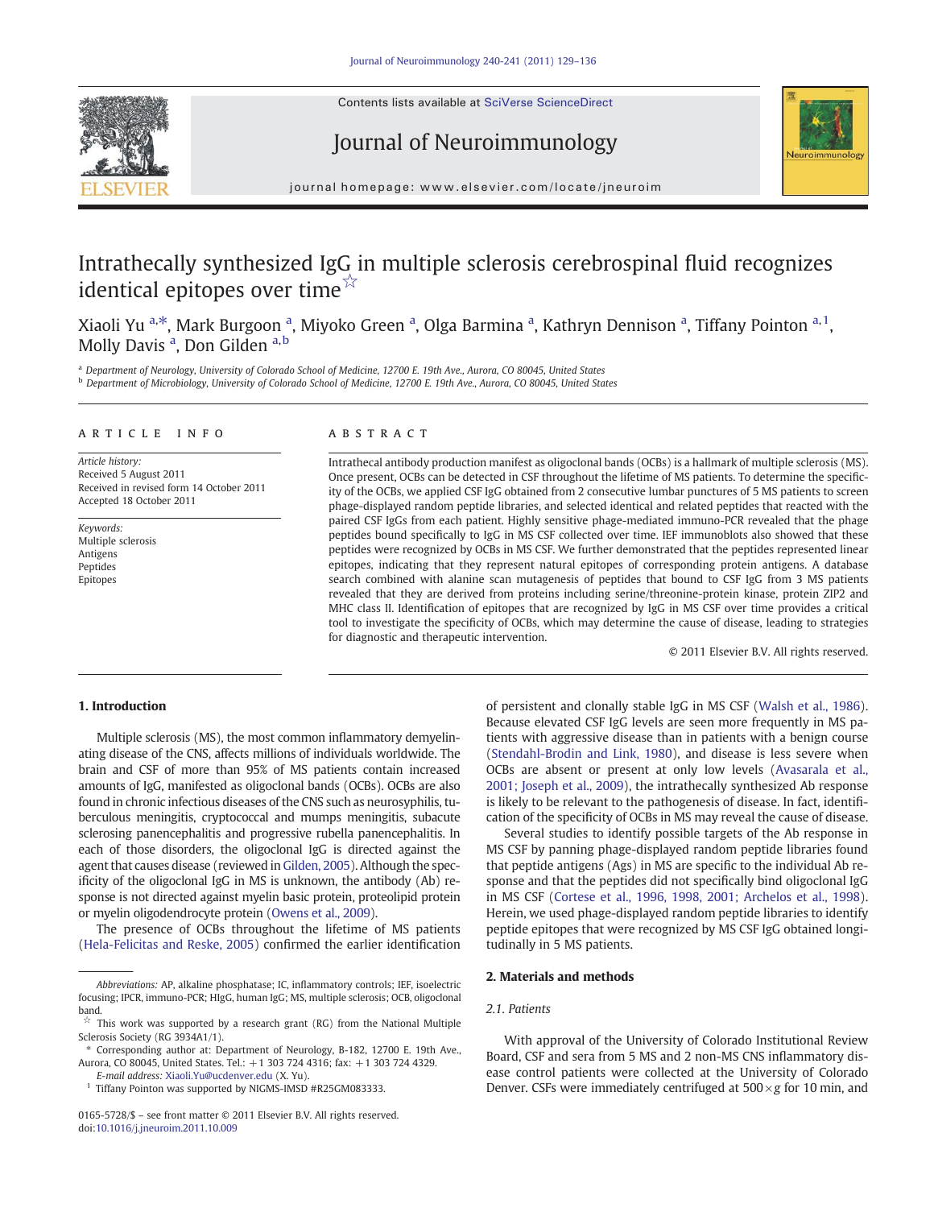# Intrathecally synthesized IgG in multiple sclerosis cerebrospinal fluid recognizes identical epitopes over time☆

Xiaoli Yu [a,*], Mark Burgoon [a], Miyoko Green [a], Olga Barmina [a], Kathryn Dennison [a], Tiffany Pointon [a,1], Molly Davis [a], Don Gilden [a,b]

[a] Department of Neurology, University of Colorado School of Medicine, 12700 E. 19th Ave., Aurora, CO 80045, United States

[b] Department of Microbiology, University of Colorado School of Medicine, 12700 E. 19th Ave., Aurora, CO 80045, United States

## ARTICLE INFO

*Article history:*
Received 5 August 2011
Received in revised form 14 October 2011
Accepted 18 October 2011

*Keywords:*
Multiple sclerosis
Antigens
Peptides
Epitopes

## ABSTRACT

Intrathecal antibody production manifest as oligoclonal bands (OCBs) is a hallmark of multiple sclerosis (MS). Once present, OCBs can be detected in CSF throughout the lifetime of MS patients. To determine the specificity of the OCBs, we applied CSF IgG obtained from 2 consecutive lumbar punctures of 5 MS patients to screen phage-displayed random peptide libraries, and selected identical and related peptides that reacted with the paired CSF IgGs from each patient. Highly sensitive phage-mediated immuno-PCR revealed that the phage peptides bound specifically to IgG in MS CSF collected over time. IEF immunoblots also showed that these peptides were recognized by OCBs in MS CSF. We further demonstrated that the peptides represented linear epitopes, indicating that they represent natural epitopes of corresponding protein antigens. A database search combined with alanine scan mutagenesis of peptides that bound to CSF IgG from 3 MS patients revealed that they are derived from proteins including serine/threonine-protein kinase, protein ZIP2 and MHC class II. Identification of epitopes that are recognized by IgG in MS CSF over time provides a critical tool to investigate the specificity of OCBs, which may determine the cause of disease, leading to strategies for diagnostic and therapeutic intervention.

© 2011 Elsevier B.V. All rights reserved.

## 1. Introduction

Multiple sclerosis (MS), the most common inflammatory demyelinating disease of the CNS, affects millions of individuals worldwide. The brain and CSF of more than 95% of MS patients contain increased amounts of IgG, manifested as oligoclonal bands (OCBs). OCBs are also found in chronic infectious diseases of the CNS such as neurosyphilis, tuberculous meningitis, cryptococcal and mumps meningitis, subacute sclerosing panencephalitis and progressive rubella panencephalitis. In each of those disorders, the oligoclonal IgG is directed against the agent that causes disease (reviewed in Gilden, 2005). Although the specificity of the oligoclonal IgG in MS is unknown, the antibody (Ab) response is not directed against myelin basic protein, proteolipid protein or myelin oligodendrocyte protein (Owens et al., 2009).

The presence of OCBs throughout the lifetime of MS patients (Hela-Felicitas and Reske, 2005) confirmed the earlier identification of persistent and clonally stable IgG in MS CSF (Walsh et al., 1986). Because elevated CSF IgG levels are seen more frequently in MS patients with aggressive disease than in patients with a benign course (Stendahl-Brodin and Link, 1980), and disease is less severe when OCBs are absent or present at only low levels (Avasarala et al., 2001; Joseph et al., 2009), the intrathecally synthesized Ab response is likely to be relevant to the pathogenesis of disease. In fact, identification of the specificity of OCBs in MS may reveal the cause of disease.

Several studies to identify possible targets of the Ab response in MS CSF by panning phage-displayed random peptide libraries found that peptide antigens (Ags) in MS are specific to the individual Ab response and that the peptides did not specifically bind oligoclonal IgG in MS CSF (Cortese et al., 1996, 1998, 2001; Archelos et al., 1998). Herein, we used phage-displayed random peptide libraries to identify peptide epitopes that were recognized by MS CSF IgG obtained longitudinally in 5 MS patients.

## 2. Materials and methods

### 2.1. Patients

With approval of the University of Colorado Institutional Review Board, CSF and sera from 5 MS and 2 non-MS CNS inflammatory disease control patients were collected at the University of Colorado Denver. CSFs were immediately centrifuged at 500×g for 10 min, and

---

*Abbreviations:* AP, alkaline phosphatase; IC, inflammatory controls; IEF, isoelectric focusing; IPCR, immuno-PCR; HIgG, human IgG; MS, multiple sclerosis; OCB, oligoclonal band.

☆ This work was supported by a research grant (RG) from the National Multiple Sclerosis Society (RG 3934A1/1).

\* Corresponding author at: Department of Neurology, B-182, 12700 E. 19th Ave., Aurora, CO 80045, United States. Tel.: +1 303 724 4316; fax: +1 303 724 4329.
*E-mail address:* Xiaoli.Yu@ucdenver.edu (X. Yu).

[1] Tiffany Pointon was supported by NIGMS-IMSD #R25GM083333.

0165-5728/$ – see front matter © 2011 Elsevier B.V. All rights reserved.
doi:10.1016/j.jneuroim.2011.10.009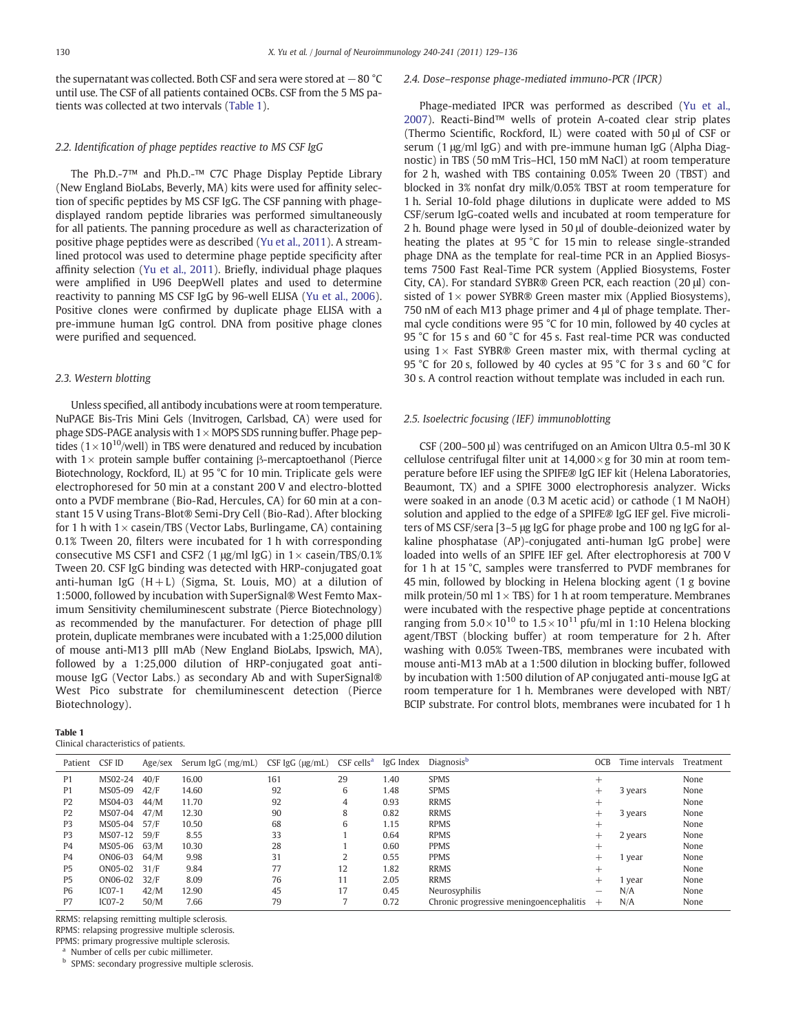the supernatant was collected. Both CSF and sera were stored at −80 °C until use. The CSF of all patients contained OCBs. CSF from the 5 MS patients was collected at two intervals (Table 1).

### 2.2. Identification of phage peptides reactive to MS CSF IgG

The Ph.D.-7™ and Ph.D.-™ C7C Phage Display Peptide Library (New England BioLabs, Beverly, MA) kits were used for affinity selection of specific peptides by MS CSF IgG. The CSF panning with phage-displayed random peptide libraries was performed simultaneously for all patients. The panning procedure as well as characterization of positive phage peptides were as described (Yu et al., 2011). A streamlined protocol was used to determine phage peptide specificity after affinity selection (Yu et al., 2011). Briefly, individual phage plaques were amplified in U96 DeepWell plates and used to determine reactivity to panning MS CSF IgG by 96-well ELISA (Yu et al., 2006). Positive clones were confirmed by duplicate phage ELISA with a pre-immune human IgG control. DNA from positive phage clones were purified and sequenced.

### 2.3. Western blotting

Unless specified, all antibody incubations were at room temperature. NuPAGE Bis-Tris Mini Gels (Invitrogen, Carlsbad, CA) were used for phage SDS-PAGE analysis with 1× MOPS SDS running buffer. Phage peptides ($1\times10^{10}$/well) in TBS were denatured and reduced by incubation with 1× protein sample buffer containing β-mercaptoethanol (Pierce Biotechnology, Rockford, IL) at 95 °C for 10 min. Triplicate gels were electrophoresed for 50 min at a constant 200 V and electro-blotted onto a PVDF membrane (Bio-Rad, Hercules, CA) for 60 min at a constant 15 V using Trans-Blot® Semi-Dry Cell (Bio-Rad). After blocking for 1 h with 1× casein/TBS (Vector Labs, Burlingame, CA) containing 0.1% Tween 20, filters were incubated for 1 h with corresponding consecutive MS CSF1 and CSF2 (1 μg/ml IgG) in 1× casein/TBS/0.1% Tween 20. CSF IgG binding was detected with HRP-conjugated goat anti-human IgG (H+L) (Sigma, St. Louis, MO) at a dilution of 1:5000, followed by incubation with SuperSignal® West Femto Maximum Sensitivity chemiluminescent substrate (Pierce Biotechnology) as recommended by the manufacturer. For detection of phage pIII protein, duplicate membranes were incubated with a 1:25,000 dilution of mouse anti-M13 pIII mAb (New England BioLabs, Ipswich, MA), followed by a 1:25,000 dilution of HRP-conjugated goat anti-mouse IgG (Vector Labs.) as secondary Ab and with SuperSignal® West Pico substrate for chemiluminescent detection (Pierce Biotechnology).

### 2.4. Dose–response phage-mediated immuno-PCR (IPCR)

Phage-mediated IPCR was performed as described (Yu et al., 2007). Reacti-Bind™ wells of protein A-coated clear strip plates (Thermo Scientific, Rockford, IL) were coated with 50 μl of CSF or serum (1 μg/ml IgG) and with pre-immune human IgG (Alpha Diagnostic) in TBS (50 mM Tris–HCl, 150 mM NaCl) at room temperature for 2 h, washed with TBS containing 0.05% Tween 20 (TBST) and blocked in 3% nonfat dry milk/0.05% TBST at room temperature for 1 h. Serial 10-fold phage dilutions in duplicate were added to MS CSF/serum IgG-coated wells and incubated at room temperature for 2 h. Bound phage were lysed in 50 μl of double-deionized water by heating the plates at 95 °C for 15 min to release single-stranded phage DNA as the template for real-time PCR in an Applied Biosystems 7500 Fast Real-Time PCR system (Applied Biosystems, Foster City, CA). For standard SYBR® Green PCR, each reaction (20 μl) consisted of 1× power SYBR® Green master mix (Applied Biosystems), 750 nM of each M13 phage primer and 4 μl of phage template. Thermal cycle conditions were 95 °C for 10 min, followed by 40 cycles at 95 °C for 15 s and 60 °C for 45 s. Fast real-time PCR was conducted using 1× Fast SYBR® Green master mix, with thermal cycling at 95 °C for 20 s, followed by 40 cycles at 95 °C for 3 s and 60 °C for 30 s. A control reaction without template was included in each run.

### 2.5. Isoelectric focusing (IEF) immunoblotting

CSF (200–500 μl) was centrifuged on an Amicon Ultra 0.5-ml 30 K cellulose centrifugal filter unit at 14,000×g for 30 min at room temperature before IEF using the SPIFE® IgG IEF kit (Helena Laboratories, Beaumont, TX) and a SPIFE 3000 electrophoresis analyzer. Wicks were soaked in an anode (0.3 M acetic acid) or cathode (1 M NaOH) solution and applied to the edge of a SPIFE® IgG IEF gel. Five microliters of MS CSF/sera [3–5 μg IgG for phage probe and 100 ng IgG for alkaline phosphatase (AP)-conjugated anti-human IgG probe] were loaded into wells of an SPIFE IEF gel. After electrophoresis at 700 V for 1 h at 15 °C, samples were transferred to PVDF membranes for 45 min, followed by blocking in Helena blocking agent (1 g bovine milk protein/50 ml 1× TBS) for 1 h at room temperature. Membranes were incubated with the respective phage peptide at concentrations ranging from $5.0\times10^{10}$ to $1.5\times10^{11}$ pfu/ml in 1:10 Helena blocking agent/TBST (blocking buffer) at room temperature for 2 h. After washing with 0.05% Tween-TBS, membranes were incubated with mouse anti-M13 mAb at a 1:500 dilution in blocking buffer, followed by incubation with 1:500 dilution of AP conjugated anti-mouse IgG at room temperature for 1 h. Membranes were developed with NBT/BCIP substrate. For control blots, membranes were incubated for 1 h

**Table 1**
Clinical characteristics of patients.

| Patient | CSF ID | Age/sex | Serum IgG (mg/mL) | CSF IgG (μg/mL) | CSF cells[a] | IgG Index | Diagnosis[b] | OCB | Time intervals | Treatment |
|---|---|---|---|---|---|---|---|---|---|---|
| P1 | MS02-24 | 40/F | 16.00 | 161 | 29 | 1.40 | SPMS | + | | None |
| P1 | MS05-09 | 42/F | 14.60 | 92 | 6 | 1.48 | SPMS | + | 3 years | None |
| P2 | MS04-03 | 44/M | 11.70 | 92 | 4 | 0.93 | RRMS | + | | None |
| P2 | MS07-04 | 47/M | 12.30 | 90 | 8 | 0.82 | RRMS | + | 3 years | None |
| P3 | MS05-04 | 57/F | 10.50 | 68 | 6 | 1.15 | RPMS | + | | None |
| P3 | MS07-12 | 59/F | 8.55 | 33 | 1 | 0.64 | RPMS | + | 2 years | None |
| P4 | MS05-06 | 63/M | 10.30 | 28 | 1 | 0.60 | PPMS | + | | None |
| P4 | ON06-03 | 64/M | 9.98 | 31 | 2 | 0.55 | PPMS | + | 1 year | None |
| P5 | ON05-02 | 31/F | 9.84 | 77 | 12 | 1.82 | RRMS | + | | None |
| P5 | ON06-02 | 32/F | 8.09 | 76 | 11 | 2.05 | RRMS | + | 1 year | None |
| P6 | IC07-1 | 42/M | 12.90 | 45 | 17 | 0.45 | Neurosyphilis | − | N/A | None |
| P7 | IC07-2 | 50/M | 7.66 | 79 | 7 | 0.72 | Chronic progressive meningoencephalitis | + | N/A | None |

RRMS: relapsing remitting multiple sclerosis.
RPMS: relapsing progressive multiple sclerosis.
PPMS: primary progressive multiple sclerosis.
[a] Number of cells per cubic millimeter.
[b] SPMS: secondary progressive multiple sclerosis.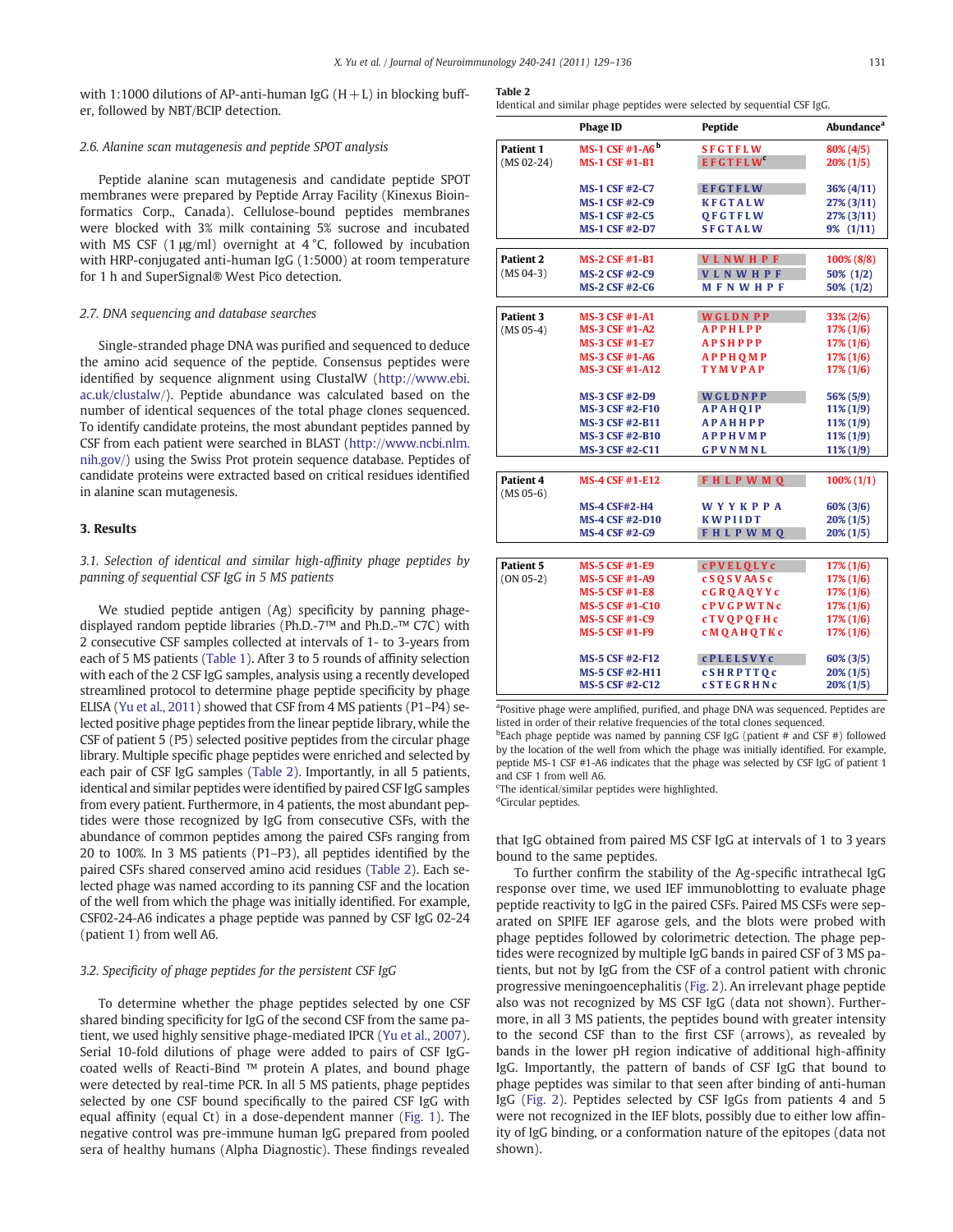with 1:1000 dilutions of AP-anti-human IgG (H + L) in blocking buffer, followed by NBT/BCIP detection.

### 2.6. Alanine scan mutagenesis and peptide SPOT analysis

Peptide alanine scan mutagenesis and candidate peptide SPOT membranes were prepared by Peptide Array Facility (Kinexus Bioinformatics Corp., Canada). Cellulose-bound peptides membranes were blocked with 3% milk containing 5% sucrose and incubated with MS CSF (1 μg/ml) overnight at 4 °C, followed by incubation with HRP-conjugated anti-human IgG (1:5000) at room temperature for 1 h and SuperSignal® West Pico detection.

### 2.7. DNA sequencing and database searches

Single-stranded phage DNA was purified and sequenced to deduce the amino acid sequence of the peptide. Consensus peptides were identified by sequence alignment using ClustalW (http://www.ebi.ac.uk/clustalw/). Peptide abundance was calculated based on the number of identical sequences of the total phage clones sequenced. To identify candidate proteins, the most abundant peptides panned by CSF from each patient were searched in BLAST (http://www.ncbi.nlm.nih.gov/) using the Swiss Prot protein sequence database. Peptides of candidate proteins were extracted based on critical residues identified in alanine scan mutagenesis.

## 3. Results

### 3.1. Selection of identical and similar high-affinity phage peptides by panning of sequential CSF IgG in 5 MS patients

We studied peptide antigen (Ag) specificity by panning phage-displayed random peptide libraries (Ph.D.-7™ and Ph.D.-™ C7C) with 2 consecutive CSF samples collected at intervals of 1- to 3-years from each of 5 MS patients (Table 1). After 3 to 5 rounds of affinity selection with each of the 2 CSF IgG samples, analysis using a recently developed streamlined protocol to determine phage peptide specificity by phage ELISA (Yu et al., 2011) showed that CSF from 4 MS patients (P1–P4) selected positive phage peptides from the linear peptide library, while the CSF of patient 5 (P5) selected positive peptides from the circular peptide library. Multiple specific phage peptides were enriched and selected by each pair of CSF IgG samples (Table 2). Importantly, in all 5 patients, identical and similar peptides were identified by paired CSF IgG samples from every patient. Furthermore, in 4 patients, the most abundant peptides were those recognized by IgG from consecutive CSFs, with the abundance of common peptides among the paired CSFs ranging from 20 to 100%. In 3 MS patients (P1–P3), all peptides identified by the paired CSFs shared conserved amino acid residues (Table 2). Each selected phage was named according to its panning CSF and the location of the well from which the phage was initially identified. For example, CSF02-24-A6 indicates a phage peptide was panned by CSF IgG 02-24 (patient 1) from well A6.

### 3.2. Specificity of phage peptides for the persistent CSF IgG

To determine whether the phage peptides selected by one CSF shared binding specificity for IgG of the second CSF from the same patient, we used highly sensitive phage-mediated IPCR (Yu et al., 2007). Serial 10-fold dilutions of phage were added to pairs of CSF IgG-coated wells of Reacti-Bind ™ protein A plates, and bound phage were detected by real-time PCR. In all 5 MS patients, phage peptides selected by one CSF bound specifically to the paired CSF IgG with equal affinity (equal Ct) in a dose-dependent manner (Fig. 1). The negative control was pre-immune human IgG prepared from pooled sera of healthy humans (Alpha Diagnostic). These findings revealed

**Table 2**
Identical and similar phage peptides were selected by sequential CSF IgG.

| | Phage ID | Peptide | Abundance[a] |
|---|---|---|---|
| Patient 1 (MS 02-24) | MS-1 CSF #1-A6[b] | S F G T F L W | 80% (4/5) |
| | MS-1 CSF #1-B1 | E F G T F L W[c] | 20% (1/5) |
| | MS-1 CSF #2-C7 | E F G T F L W | 36% (4/11) |
| | MS-1 CSF #2-C9 | K F G T A L W | 27% (3/11) |
| | MS-1 CSF #2-C5 | Q F G T F L W | 27% (3/11) |
| | MS-1 CSF #2-D7 | S F G T A L W | 9% (1/11) |
| Patient 2 (MS 04-3) | MS-2 CSF #1-B1 | V L N W H P F | 100% (8/8) |
| | MS-2 CSF #2-C9 | V L N W H P F | 50% (1/2) |
| | MS-2 CSF #2-C6 | M F N W H P F | 50% (1/2) |
| Patient 3 (MS 05-4) | MS-3 CSF #1-A1 | W G L D N P P | 33% (2/6) |
| | MS-3 CSF #1-A2 | A P P H L P P | 17% (1/6) |
| | MS-3 CSF #1-E7 | A P S H P P P | 17% (1/6) |
| | MS-3 CSF #1-A6 | A P P H Q M P | 17% (1/6) |
| | MS-3 CSF #1-A12 | T Y M V P A P | 17% (1/6) |
| | MS-3 CSF #2-D9 | W G L D N P P | 56% (5/9) |
| | MS-3 CSF #2-F10 | A P A H Q I P | 11% (1/9) |
| | MS-3 CSF #2-B11 | A P A H H P P | 11% (1/9) |
| | MS-3 CSF #2-B10 | A P P H V M P | 11% (1/9) |
| | MS-3 CSF #2-C11 | G P V N M N L | 11% (1/9) |
| Patient 4 (MS 05-6) | MS-4 CSF #1-E12 | F H L P W M Q | 100% (1/1) |
| | MS-4 CSF#2-H4 | W Y Y K P P A | 60% (3/6) |
| | MS-4 CSF #2-D10 | K W P I I D T | 20% (1/5) |
| | MS-4 CSF #2-G9 | F H L P W M Q | 20% (1/5) |
| Patient 5 (ON 05-2) | MS-5 CSF #1-E9 | c P V E L Q L Y c | 17% (1/6) |
| | MS-5 CSF #1-A9 | c S Q S V A A S c | 17% (1/6) |
| | MS-5 CSF #1-E8 | c G R Q A Q Y Y c | 17% (1/6) |
| | MS-5 CSF #1-C10 | c P V G P W T N c | 17% (1/6) |
| | MS-5 CSF #1-C9 | c T V Q P Q F H c | 17% (1/6) |
| | MS-5 CSF #1-F9 | c M Q A H Q T K c | 17% (1/6) |
| | MS-5 CSF #2-F12 | c P L E L S V Y c | 60% (3/5) |
| | MS-5 CSF #2-H11 | c S H R P T T Q c | 20% (1/5) |
| | MS-5 CSF #2-C12 | c S T E G R H N c | 20% (1/5) |

[a]Positive phage were amplified, purified, and phage DNA was sequenced. Peptides are listed in order of their relative frequencies of the total clones sequenced.
[b]Each phage peptide was named by panning CSF IgG (patient # and CSF #) followed by the location of the well from which the phage was initially identified. For example, peptide MS-1 CSF #1-A6 indicates that the phage was selected by CSF IgG of patient 1 and CSF 1 from well A6.
[c]The identical/similar peptides were highlighted.
[d]Circular peptides.

that IgG obtained from paired MS CSF IgG at intervals of 1 to 3 years bound to the same peptides.

To further confirm the stability of the Ag-specific intrathecal IgG response over time, we used IEF immunoblotting to evaluate phage peptide reactivity to IgG in the paired CSFs. Paired MS CSFs were separated on SPIFE IEF agarose gels, and the blots were probed with phage peptides followed by colorimetric detection. The phage peptides were recognized by multiple IgG bands in paired CSF of 3 MS patients, but not by IgG from the CSF of a control patient with chronic progressive meningoencephalitis (Fig. 2). An irrelevant phage peptide also was not recognized by MS CSF IgG (data not shown). Furthermore, in all 3 MS patients, the peptides bound with greater intensity to the second CSF than to the first CSF (arrows), as revealed by bands in the lower pH region indicative of additional high-affinity IgG. Importantly, the pattern of bands of CSF IgG that bound to phage peptides was similar to that seen after binding of anti-human IgG (Fig. 2). Peptides selected by CSF IgGs from patients 4 and 5 were not recognized in the IEF blots, possibly due to either low affinity of IgG binding, or a conformation nature of the epitopes (data not shown).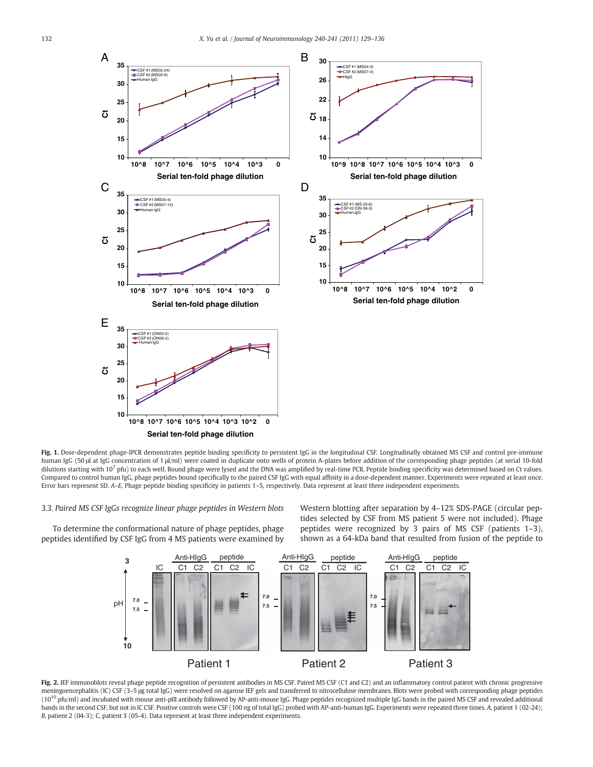**Fig. 1.** Dose-dependent phage-IPCR demonstrates peptide binding specificity to persistent IgG in the longitudinal CSF. Longitudinally obtained MS CSF and control pre-immune human IgG (50 µl at IgG concentration of 1 µl/ml) were coated in duplicate onto wells of protein A-plates before addition of the corresponding phage peptides (at serial 10-fold dilutions starting with $10^7$ pfu) to each well. Bound phage were lysed and the DNA was amplified by real-time PCR. Peptide binding specificity was determined based on Ct values. Compared to control human IgG, phage peptides bound specifically to the paired CSF IgG with equal affinity in a dose-dependent manner. Experiments were repeated at least once. Error bars represent SD. *A–E*, Phage peptide binding specificity in patients 1–5, respectively. Data represent at least three independent experiments.

### 3.3. Paired MS CSF IgGs recognize linear phage peptides in Western blots

To determine the conformational nature of phage peptides, phage peptides identified by CSF IgG from 4 MS patients were examined by Western blotting after separation by 4–12% SDS-PAGE (circular peptides selected by CSF from MS patient 5 were not included). Phage peptides were recognized by 3 pairs of MS CSF (patients 1–3), shown as a 64-kDa band that resulted from fusion of the peptide to

**Fig. 2.** IEF immunoblots reveal phage peptide recognition of persistent antibodies in MS CSF. Paired MS CSF (C1 and C2) and an inflammatory control patient with chronic progressive meningoencephalitis (IC) CSF (3–5 µg total IgG) were resolved on agarose IEF gels and transferred to nitrocellulose membranes. Blots were probed with corresponding phage peptides ($10^{10}$ pfu/ml) and incubated with mouse anti-pIII antibody followed by AP-anti-mouse IgG. Phage peptides recognized multiple IgG bands in the paired MS CSF and revealed additional bands in the second CSF, but not in IC CSF. Positive controls were CSF (100 ng of total IgG) probed with AP-anti-human IgG. Experiments were repeated three times. *A*, patient 1 (02-24); *B*, patient 2 (04-3); C, patient 3 (05-4). Data represent at least three independent experiments.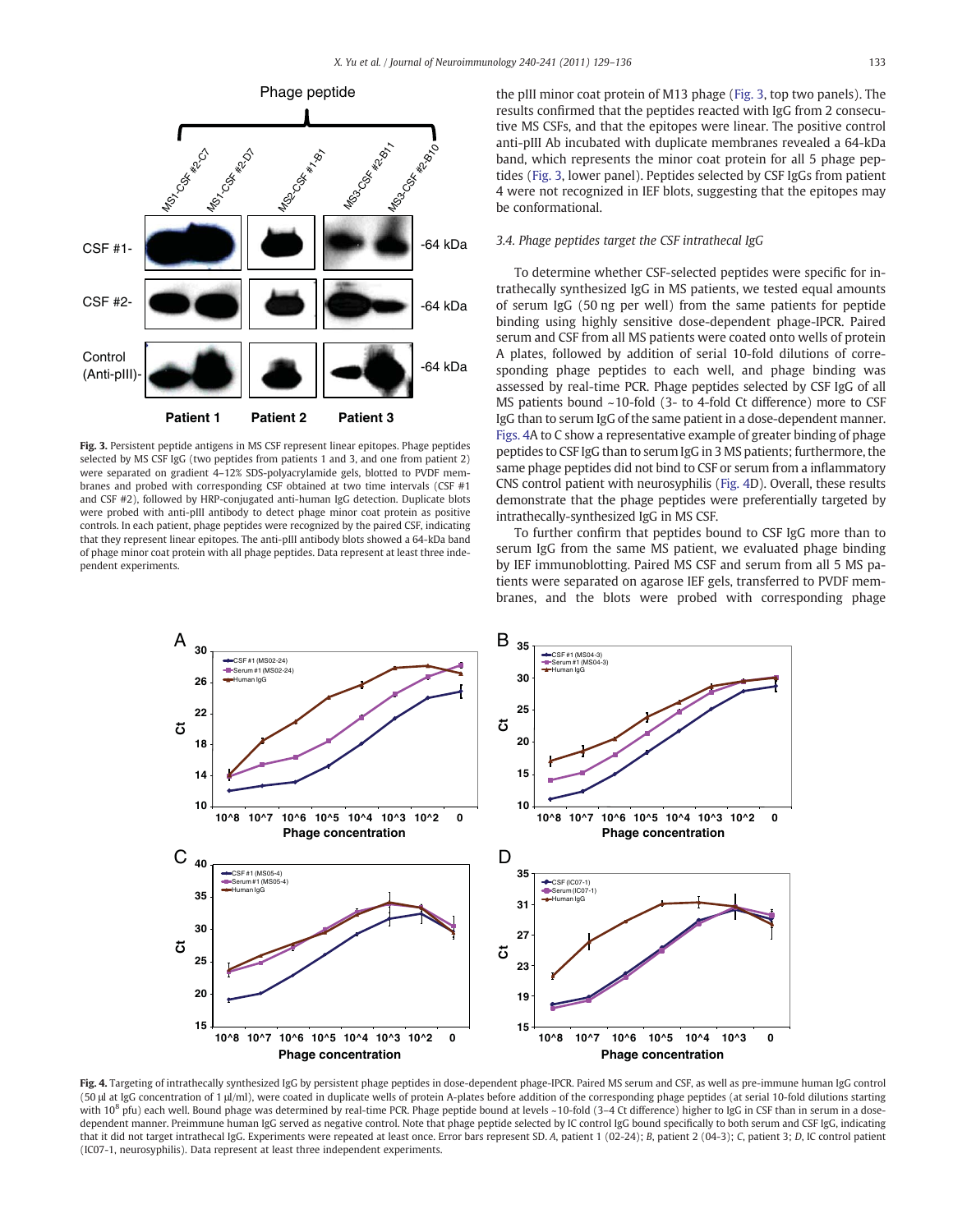Fig. 3. Persistent peptide antigens in MS CSF represent linear epitopes. Phage peptides selected by MS CSF IgG (two peptides from patients 1 and 3, and one from patient 2) were separated on gradient 4–12% SDS-polyacrylamide gels, blotted to PVDF membranes and probed with corresponding CSF obtained at two time intervals (CSF #1 and CSF #2), followed by HRP-conjugated anti-human IgG detection. Duplicate blots were probed with anti-pIII antibody to detect phage minor coat protein as positive controls. In each patient, phage peptides were recognized by the paired CSF, indicating that they represent linear epitopes. The anti-pIII antibody blots showed a 64-kDa band of phage minor coat protein with all phage peptides. Data represent at least three independent experiments.

the pIII minor coat protein of M13 phage (Fig. 3, top two panels). The results confirmed that the peptides reacted with IgG from 2 consecutive MS CSFs, and that the epitopes were linear. The positive control anti-pIII Ab incubated with duplicate membranes revealed a 64-kDa band, which represents the minor coat protein for all 5 phage peptides (Fig. 3, lower panel). Peptides selected by CSF IgGs from patient 4 were not recognized in IEF blots, suggesting that the epitopes may be conformational.

### 3.4. Phage peptides target the CSF intrathecal IgG

To determine whether CSF-selected peptides were specific for intrathecally synthesized IgG in MS patients, we tested equal amounts of serum IgG (50 ng per well) from the same patients for peptide binding using highly sensitive dose-dependent phage-IPCR. Paired serum and CSF from all MS patients were coated onto wells of protein A plates, followed by addition of serial 10-fold dilutions of corresponding phage peptides to each well, and phage binding was assessed by real-time PCR. Phage peptides selected by CSF IgG of all MS patients bound ~10-fold (3- to 4-fold Ct difference) more to CSF IgG than to serum IgG of the same patient in a dose-dependent manner. Figs. 4A to C show a representative example of greater binding of phage peptides to CSF IgG than to serum IgG in 3 MS patients; furthermore, the same phage peptides did not bind to CSF or serum from a inflammatory CNS control patient with neurosyphilis (Fig. 4D). Overall, these results demonstrate that the phage peptides were preferentially targeted by intrathecally-synthesized IgG in MS CSF.

To further confirm that peptides bound to CSF IgG more than to serum IgG from the same MS patient, we evaluated phage binding by IEF immunoblotting. Paired MS CSF and serum from all 5 MS patients were separated on agarose IEF gels, transferred to PVDF membranes, and the blots were probed with corresponding phage

Fig. 4. Targeting of intrathecally synthesized IgG by persistent phage peptides in dose-dependent phage-IPCR. Paired MS serum and CSF, as well as pre-immune human IgG control (50 μl at IgG concentration of 1 μl/ml), were coated in duplicate wells of protein A-plates before addition of the corresponding phage peptides (at serial 10-fold dilutions starting with $10^8$ pfu) each well. Bound phage was determined by real-time PCR. Phage peptide bound at levels ~10-fold (3–4 Ct difference) higher to IgG in CSF than in serum in a dose-dependent manner. Preimmune human IgG served as negative control. Note that phage peptide selected by IC control IgG bound specifically to both serum and CSF IgG, indicating that it did not target intrathecal IgG. Experiments were repeated at least once. Error bars represent SD. *A*, patient 1 (02-24); *B*, patient 2 (04-3); *C*, patient 3; *D*, IC control patient (IC07-1, neurosyphilis). Data represent at least three independent experiments.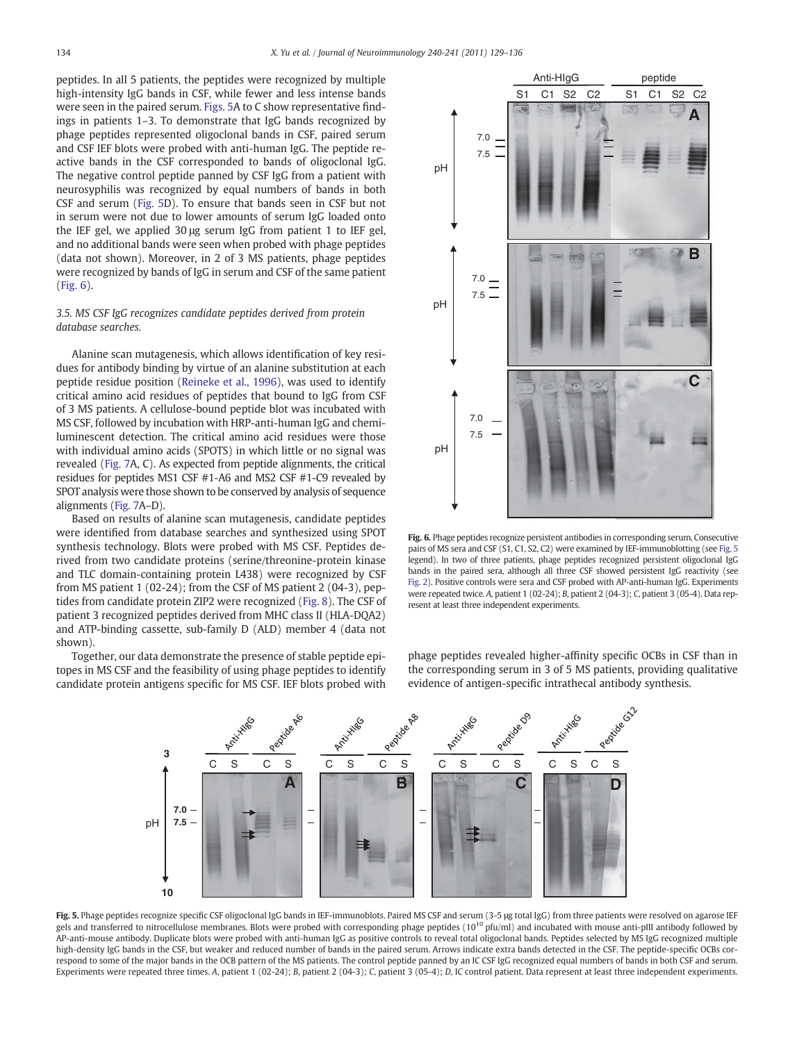peptides. In all 5 patients, the peptides were recognized by multiple high-intensity IgG bands in CSF, while fewer and less intense bands were seen in the paired serum. Figs. 5A to C show representative findings in patients 1–3. To demonstrate that IgG bands recognized by phage peptides represented oligoclonal bands in CSF, paired serum and CSF IEF blots were probed with anti-human IgG. The peptide reactive bands in the CSF corresponded to bands of oligoclonal IgG. The negative control peptide panned by CSF IgG from a patient with neurosyphilis was recognized by equal numbers of bands in both CSF and serum (Fig. 5D). To ensure that bands seen in CSF but not in serum were not due to lower amounts of serum IgG loaded onto the IEF gel, we applied 30 μg serum IgG from patient 1 to IEF gel, and no additional bands were seen when probed with phage peptides (data not shown). Moreover, in 2 of 3 MS patients, phage peptides were recognized by bands of IgG in serum and CSF of the same patient (Fig. 6).

### 3.5. MS CSF IgG recognizes candidate peptides derived from protein database searches.

Alanine scan mutagenesis, which allows identification of key residues for antibody binding by virtue of an alanine substitution at each peptide residue position (Reineke et al., 1996), was used to identify critical amino acid residues of peptides that bound to IgG from CSF of 3 MS patients. A cellulose-bound peptide blot was incubated with MS CSF, followed by incubation with HRP-anti-human IgG and chemiluminescent detection. The critical amino acid residues were those with individual amino acids (SPOTS) in which little or no signal was revealed (Fig. 7A, C). As expected from peptide alignments, the critical residues for peptides MS1 CSF #1-A6 and MS2 CSF #1-C9 revealed by SPOT analysis were those shown to be conserved by analysis of sequence alignments (Fig. 7A–D).

Based on results of alanine scan mutagenesis, candidate peptides were identified from database searches and synthesized using SPOT synthesis technology. Blots were probed with MS CSF. Peptides derived from two candidate proteins (serine/threonine-protein kinase and TLC domain-containing protein L438) were recognized by CSF from MS patient 1 (02-24); from the CSF of MS patient 2 (04-3), peptides from candidate protein ZIP2 were recognized (Fig. 8). The CSF of patient 3 recognized peptides derived from MHC class II (HLA-DQA2) and ATP-binding cassette, sub-family D (ALD) member 4 (data not shown).

Together, our data demonstrate the presence of stable peptide epitopes in MS CSF and the feasibility of using phage peptides to identify candidate protein antigens specific for MS CSF. IEF blots probed with phage peptides revealed higher-affinity specific OCBs in CSF than in the corresponding serum in 3 of 5 MS patients, providing qualitative evidence of antigen-specific intrathecal antibody synthesis.

**Fig. 6.** Phage peptides recognize persistent antibodies in corresponding serum. Consecutive pairs of MS sera and CSF (S1, C1, S2, C2) were examined by IEF-immunoblotting (see Fig. 5 legend). In two of three patients, phage peptides recognized persistent oligoclonal IgG bands in the paired sera, although all three CSF showed persistent IgG reactivity (see Fig. 2). Positive controls were sera and CSF probed with AP-anti-human IgG. Experiments were repeated twice. *A*, patient 1 (02-24); *B*, patient 2 (04-3); *C*, patient 3 (05-4). Data represent at least three independent experiments.

**Fig. 5.** Phage peptides recognize specific CSF oligoclonal IgG bands in IEF-immunoblots. Paired MS CSF and serum (3–5 μg total IgG) from three patients were resolved on agarose IEF gels and transferred to nitrocellulose membranes. Blots were probed with corresponding phage peptides ($10^{10}$ pfu/ml) and incubated with mouse anti-pIII antibody followed by AP-anti-mouse antibody. Duplicate blots were probed with anti-human IgG as positive controls to reveal total oligoclonal bands. Peptides selected by MS IgG recognized multiple high-density IgG bands in the CSF, but weaker and reduced number of bands in the paired serum. Arrows indicate extra bands detected in the CSF. The peptide-specific OCBs correspond to some of the major bands in the OCB pattern of the MS patients. The control peptide panned by an IC CSF IgG recognized equal numbers of bands in both CSF and serum. Experiments were repeated three times. *A*, patient 1 (02-24); *B*, patient 2 (04-3); *C*, patient 3 (05-4); *D*, IC control patient. Data represent at least three independent experiments.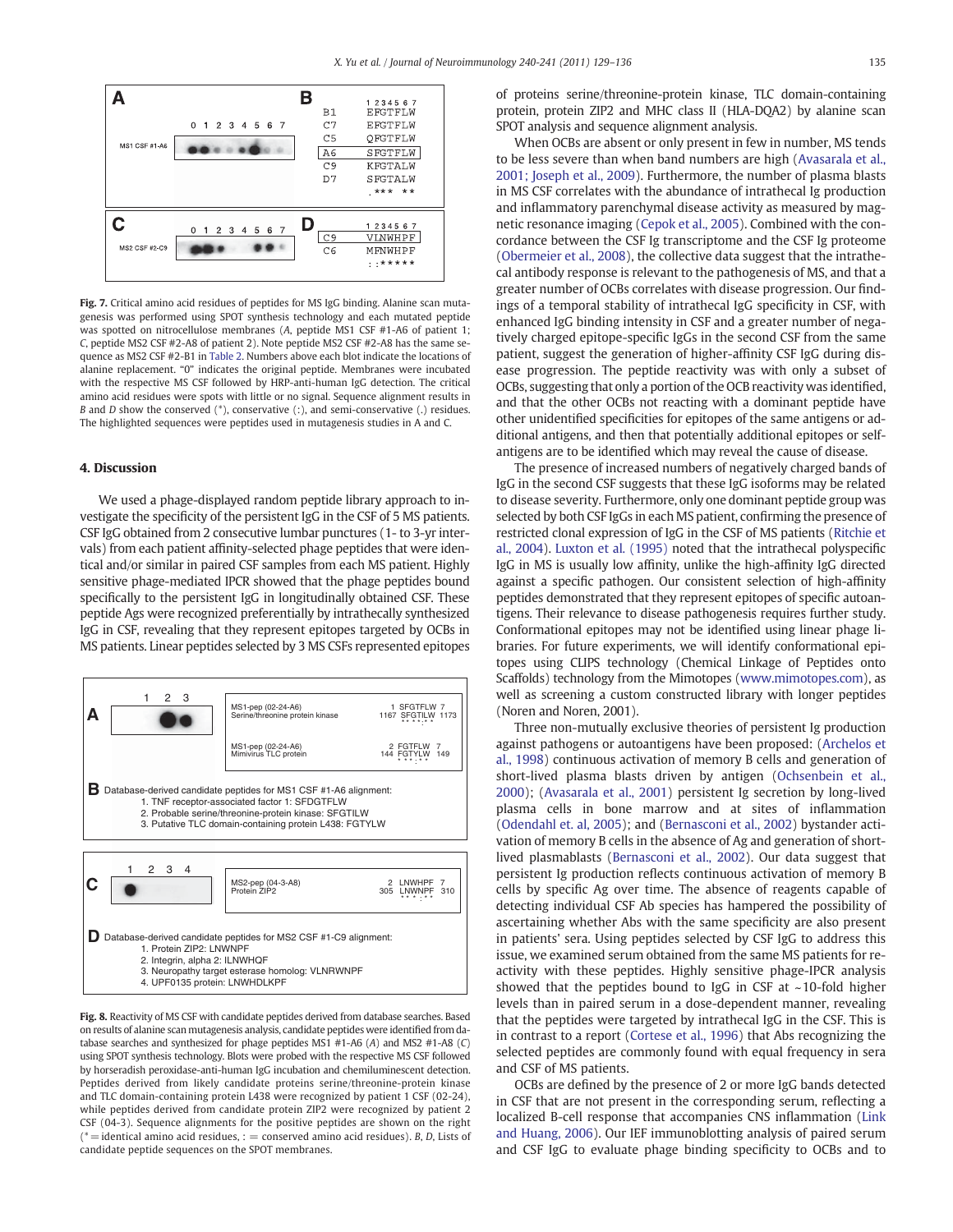Fig. 7. Critical amino acid residues of peptides for MS IgG binding. Alanine scan mutagenesis was performed using SPOT synthesis technology and each mutated peptide was spotted on nitrocellulose membranes (*A*, peptide MS1 CSF #1-A6 of patient 1; *C*, peptide MS2 CSF #2-A8 of patient 2). Note peptide MS2 CSF #2-A8 has the same sequence as MS2 CSF #2-B1 in Table 2. Numbers above each blot indicate the locations of alanine replacement. "0" indicates the original peptide. Membranes were incubated with the respective MS CSF followed by HRP-anti-human IgG detection. The critical amino acid residues were spots with little or no signal. Sequence alignment results in *B* and *D* show the conserved (*), conservative (:), and semi-conservative (.) residues. The highlighted sequences were peptides used in mutagenesis studies in A and C.

## 4. Discussion

We used a phage-displayed random peptide library approach to investigate the specificity of the persistent IgG in the CSF of 5 MS patients. CSF IgG obtained from 2 consecutive lumbar punctures (1- to 3-yr intervals) from each patient affinity-selected phage peptides that were identical and/or similar in paired CSF samples from each MS patient. Highly sensitive phage-mediated IPCR showed that the phage peptides bound specifically to the persistent IgG in longitudinally obtained CSF. These peptide Ags were recognized preferentially by intrathecally synthesized IgG in CSF, revealing that they represent epitopes targeted by OCBs in MS patients. Linear peptides selected by 3 MS CSFs represented epitopes of proteins serine/threonine-protein kinase, TLC domain-containing protein, protein ZIP2 and MHC class II (HLA-DQA2) by alanine scan SPOT analysis and sequence alignment analysis.

When OCBs are absent or only present in few in number, MS tends to be less severe than when band numbers are high (Avasarala et al., 2001; Joseph et al., 2009). Furthermore, the number of plasma blasts in MS CSF correlates with the abundance of intrathecal Ig production and inflammatory parenchymal disease activity as measured by magnetic resonance imaging (Cepok et al., 2005). Combined with the concordance between the CSF Ig transcriptome and the CSF Ig proteome (Obermeier et al., 2008), the collective data suggest that the intrathecal antibody response is relevant to the pathogenesis of MS, and that a greater number of OCBs correlates with disease progression. Our findings of a temporal stability of intrathecal IgG specificity in CSF, with enhanced IgG binding intensity in CSF and a greater number of negatively charged epitope-specific IgGs in the second CSF from the same patient, suggest the generation of higher-affinity CSF IgG during disease progression. The peptide reactivity was with only a subset of OCBs, suggesting that only a portion of the OCB reactivity was identified, and that the other OCBs not reacting with a dominant peptide have other unidentified specificities for epitopes of the same antigens or additional antigens, and then that potentially additional epitopes or self-antigens are to be identified which may reveal the cause of disease.

The presence of increased numbers of negatively charged bands of IgG in the second CSF suggests that these IgG isoforms may be related to disease severity. Furthermore, only one dominant peptide group was selected by both CSF IgGs in each MS patient, confirming the presence of restricted clonal expression of IgG in the CSF of MS patients (Ritchie et al., 2004). Luxton et al. (1995) noted that the intrathecal polyspecific IgG in MS is usually low affinity, unlike the high-affinity IgG directed against a specific pathogen. Our consistent selection of high-affinity peptides demonstrated that they represent epitopes of specific autoantigens. Their relevance to disease pathogenesis requires further study. Conformational epitopes may not be identified using linear phage libraries. For future experiments, we will identify conformational epitopes using CLIPS technology (Chemical Linkage of Peptides onto Scaffolds) technology from the Mimotopes (www.mimotopes.com), as well as screening a custom constructed library with longer peptides (Noren and Noren, 2001).

Three non-mutually exclusive theories of persistent Ig production against pathogens or autoantigens have been proposed: (Archelos et al., 1998) continuous activation of memory B cells and generation of short-lived plasma blasts driven by antigen (Ochsenbein et al., 2000); (Avasarala et al., 2001) persistent Ig secretion by long-lived plasma cells in bone marrow and at sites of inflammation (Odendahl et. al, 2005); and (Bernasconi et al., 2002) bystander activation of memory B cells in the absence of Ag and generation of short-lived plasmablasts (Bernasconi et al., 2002). Our data suggest that persistent Ig production reflects continuous activation of memory B cells by specific Ag over time. The absence of reagents capable of detecting individual CSF Ab species has hampered the possibility of ascertaining whether Abs with the same specificity are also present in patients' sera. Using peptides selected by CSF IgG to address this issue, we examined serum obtained from the same MS patients for reactivity with these peptides. Highly sensitive phage-IPCR analysis showed that the peptides bound to IgG in CSF at ~10-fold higher levels than in paired serum in a dose-dependent manner, revealing that the peptides were targeted by intrathecal IgG in the CSF. This is in contrast to a report (Cortese et al., 1996) that Abs recognizing the selected peptides are commonly found with equal frequency in sera and CSF of MS patients.

OCBs are defined by the presence of 2 or more IgG bands detected in CSF that are not present in the corresponding serum, reflecting a localized B-cell response that accompanies CNS inflammation (Link and Huang, 2006). Our IEF immunoblotting analysis of paired serum and CSF IgG to evaluate phage binding specificity to OCBs and to

Fig. 8. Reactivity of MS CSF with candidate peptides derived from database searches. Based on results of alanine scan mutagenesis analysis, candidate peptides were identified from database searches and synthesized for phage peptides MS1 #1-A6 (*A*) and MS2 #1-A8 (*C*) using SPOT synthesis technology. Blots were probed with the respective MS CSF followed by horseradish peroxidase-anti-human IgG incubation and chemiluminescent detection. Peptides derived from likely candidate proteins serine/threonine-protein kinase and TLC domain-containing protein L438 were recognized by patient 1 CSF (02-24), while peptides derived from candidate protein ZIP2 were recognized by patient 2 CSF (04-3). Sequence alignments for the positive peptides are shown on the right (* = identical amino acid residues, : = conserved amino acid residues). *B*, *D*, Lists of candidate peptide sequences on the SPOT membranes.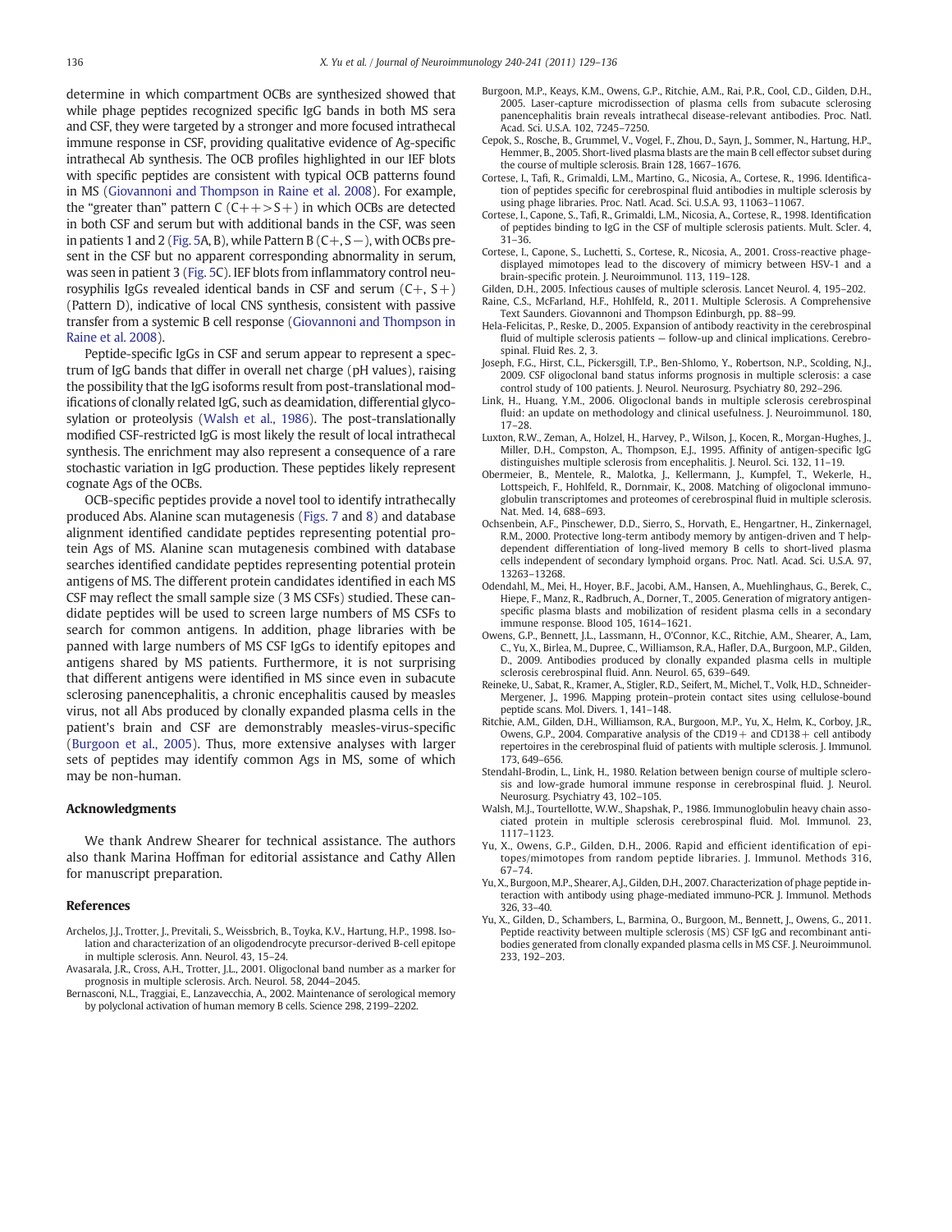determine in which compartment OCBs are synthesized showed that while phage peptides recognized specific IgG bands in both MS sera and CSF, they were targeted by a stronger and more focused intrathecal immune response in CSF, providing qualitative evidence of Ag-specific intrathecal Ab synthesis. The OCB profiles highlighted in our IEF blots with specific peptides are consistent with typical OCB patterns found in MS (Giovannoni and Thompson in Raine et al. 2008). For example, the "greater than" pattern C (C++>S+) in which OCBs are detected in both CSF and serum but with additional bands in the CSF, was seen in patients 1 and 2 (Fig. 5A, B), while Pattern B (C+, S−), with OCBs present in the CSF but no apparent corresponding abnormality in serum, was seen in patient 3 (Fig. 5C). IEF blots from inflammatory control neurosyphilis IgGs revealed identical bands in CSF and serum (C+, S+) (Pattern D), indicative of local CNS synthesis, consistent with passive transfer from a systemic B cell response (Giovannoni and Thompson in Raine et al. 2008).

Peptide-specific IgGs in CSF and serum appear to represent a spectrum of IgG bands that differ in overall net charge (pH values), raising the possibility that the IgG isoforms result from post-translational modifications of clonally related IgG, such as deamidation, differential glycosylation or proteolysis (Walsh et al., 1986). The post-translationally modified CSF-restricted IgG is most likely the result of local intrathecal synthesis. The enrichment may also represent a consequence of a rare stochastic variation in IgG production. These peptides likely represent cognate Ags of the OCBs.

OCB-specific peptides provide a novel tool to identify intrathecally produced Abs. Alanine scan mutagenesis (Figs. 7 and 8) and database alignment identified candidate peptides representing potential protein Ags of MS. Alanine scan mutagenesis combined with database searches identified candidate peptides representing potential protein antigens of MS. The different protein candidates identified in each MS CSF may reflect the small sample size (3 MS CSFs) studied. These candidate peptides will be used to screen large numbers of MS CSFs to search for common antigens. In addition, phage libraries with be panned with large numbers of MS CSF IgGs to identify epitopes and antigens shared by MS patients. Furthermore, it is not surprising that different antigens were identified in MS since even in subacute sclerosing panencephalitis, a chronic encephalitis caused by measles virus, not all Abs produced by clonally expanded plasma cells in the patient's brain and CSF are demonstrably measles-virus-specific (Burgoon et al., 2005). Thus, more extensive analyses with larger sets of peptides may identify common Ags in MS, some of which may be non-human.

## Acknowledgments

We thank Andrew Shearer for technical assistance. The authors also thank Marina Hoffman for editorial assistance and Cathy Allen for manuscript preparation.

## References

Archelos, J.J., Trotter, J., Previtali, S., Weissbrich, B., Toyka, K.V., Hartung, H.P., 1998. Isolation and characterization of an oligodendrocyte precursor-derived B-cell epitope in multiple sclerosis. Ann. Neurol. 43, 15–24.

Avasarala, J.R., Cross, A.H., Trotter, J.L., 2001. Oligoclonal band number as a marker for prognosis in multiple sclerosis. Arch. Neurol. 58, 2044–2045.

Bernasconi, N.L., Traggiai, E., Lanzavecchia, A., 2002. Maintenance of serological memory by polyclonal activation of human memory B cells. Science 298, 2199–2202.

Burgoon, M.P., Keays, K.M., Owens, G.P., Ritchie, A.M., Rai, P.R., Cool, C.D., Gilden, D.H., 2005. Laser-capture microdissection of plasma cells from subacute sclerosing panencephalitis brain reveals intrathecal disease-relevant antibodies. Proc. Natl. Acad. Sci. U.S.A. 102, 7245–7250.

Cepok, S., Rosche, B., Grummel, V., Vogel, F., Zhou, D., Sayn, J., Sommer, N., Hartung, H.P., Hemmer, B., 2005. Short-lived plasma blasts are the main B cell effector subset during the course of multiple sclerosis. Brain 128, 1667–1676.

Cortese, I., Tafi, R., Grimaldi, L.M., Martino, G., Nicosia, A., Cortese, R., 1996. Identification of peptides specific for cerebrospinal fluid antibodies in multiple sclerosis by using phage libraries. Proc. Natl. Acad. Sci. U.S.A. 93, 11063–11067.

Cortese, I., Capone, S., Tafi, R., Grimaldi, L.M., Nicosia, A., Cortese, R., 1998. Identification of peptides binding to IgG in the CSF of multiple sclerosis patients. Mult. Scler. 4, 31–36.

Cortese, I., Capone, S., Luchetti, S., Cortese, R., Nicosia, A., 2001. Cross-reactive phage-displayed mimotopes lead to the discovery of mimicry between HSV-1 and a brain-specific protein. J. Neuroimmunol. 113, 119–128.

Gilden, D.H., 2005. Infectious causes of multiple sclerosis. Lancet Neurol. 4, 195–202.

Raine, C.S., McFarland, H.F., Hohlfeld, R., 2011. Multiple Sclerosis. A Comprehensive Text Saunders. Giovannoni and Thompson Edinburgh, pp. 88–99.

Hela-Felicitas, P., Reske, D., 2005. Expansion of antibody reactivity in the cerebrospinal fluid of multiple sclerosis patients — follow-up and clinical implications. Cerebrospinal. Fluid Res. 2, 3.

Joseph, F.G., Hirst, C.L., Pickersgill, T.P., Ben-Shlomo, Y., Robertson, N.P., Scolding, N.J., 2009. CSF oligoclonal band status informs prognosis in multiple sclerosis: a case control study of 100 patients. J. Neurol. Neurosurg. Psychiatry 80, 292–296.

Link, H., Huang, Y.M., 2006. Oligoclonal bands in multiple sclerosis cerebrospinal fluid: an update on methodology and clinical usefulness. J. Neuroimmunol. 180, 17–28.

Luxton, R.W., Zeman, A., Holzel, H., Harvey, P., Wilson, J., Kocen, R., Morgan-Hughes, J., Miller, D.H., Compston, A., Thompson, E.J., 1995. Affinity of antigen-specific IgG distinguishes multiple sclerosis from encephalitis. J. Neurol. Sci. 132, 11–19.

Obermeier, B., Mentele, R., Malotka, J., Kellermann, J., Kumpfel, T., Wekerle, H., Lottspeich, F., Hohlfeld, R., Dornmair, K., 2008. Matching of oligoclonal immunoglobulin transcriptomes and proteomes of cerebrospinal fluid in multiple sclerosis. Nat. Med. 14, 688–693.

Ochsenbein, A.F., Pinschewer, D.D., Sierro, S., Horvath, E., Hengartner, H., Zinkernagel, R.M., 2000. Protective long-term antibody memory by antigen-driven and T help-dependent differentiation of long-lived memory B cells to short-lived plasma cells independent of secondary lymphoid organs. Proc. Natl. Acad. Sci. U.S.A. 97, 13263–13268.

Odendahl, M., Mei, H., Hoyer, B.F., Jacobi, A.M., Hansen, A., Muehlinghaus, G., Berek, C., Hiepe, F., Manz, R., Radbruch, A., Dorner, T., 2005. Generation of migratory antigen-specific plasma blasts and mobilization of resident plasma cells in a secondary immune response. Blood 105, 1614–1621.

Owens, G.P., Bennett, J.L., Lassmann, H., O'Connor, K.C., Ritchie, A.M., Shearer, A., Lam, C., Yu, X., Birlea, M., Dupree, C., Williamson, R.A., Hafler, D.A., Burgoon, M.P., Gilden, D., 2009. Antibodies produced by clonally expanded plasma cells in multiple sclerosis cerebrospinal fluid. Ann. Neurol. 65, 639–649.

Reineke, U., Sabat, R., Kramer, A., Stigler, R.D., Seifert, M., Michel, T., Volk, H.D., Schneider-Mergener, J., 1996. Mapping protein–protein contact sites using cellulose-bound peptide scans. Mol. Divers. 1, 141–148.

Ritchie, A.M., Gilden, D.H., Williamson, R.A., Burgoon, M.P., Yu, X., Helm, K., Corboy, J.R., Owens, G.P., 2004. Comparative analysis of the CD19+ and CD138+ cell antibody repertoires in the cerebrospinal fluid of patients with multiple sclerosis. J. Immunol. 173, 649–656.

Stendahl-Brodin, L., Link, H., 1980. Relation between benign course of multiple sclerosis and low-grade humoral immune response in cerebrospinal fluid. J. Neurol. Neurosurg. Psychiatry 43, 102–105.

Walsh, M.J., Tourtellotte, W.W., Shapshak, P., 1986. Immunoglobulin heavy chain associated protein in multiple sclerosis cerebrospinal fluid. Mol. Immunol. 23, 1117–1123.

Yu, X., Owens, G.P., Gilden, D.H., 2006. Rapid and efficient identification of epitopes/mimotopes from random peptide libraries. J. Immunol. Methods 316, 67–74.

Yu, X., Burgoon, M.P., Shearer, A.J., Gilden, D.H., 2007. Characterization of phage peptide interaction with antibody using phage-mediated immuno-PCR. J. Immunol. Methods 326, 33–40.

Yu, X., Gilden, D., Schambers, L., Barmina, O., Burgoon, M., Bennett, J., Owens, G., 2011. Peptide reactivity between multiple sclerosis (MS) CSF IgG and recombinant antibodies generated from clonally expanded plasma cells in MS CSF. J. Neuroimmunol. 233, 192–203.